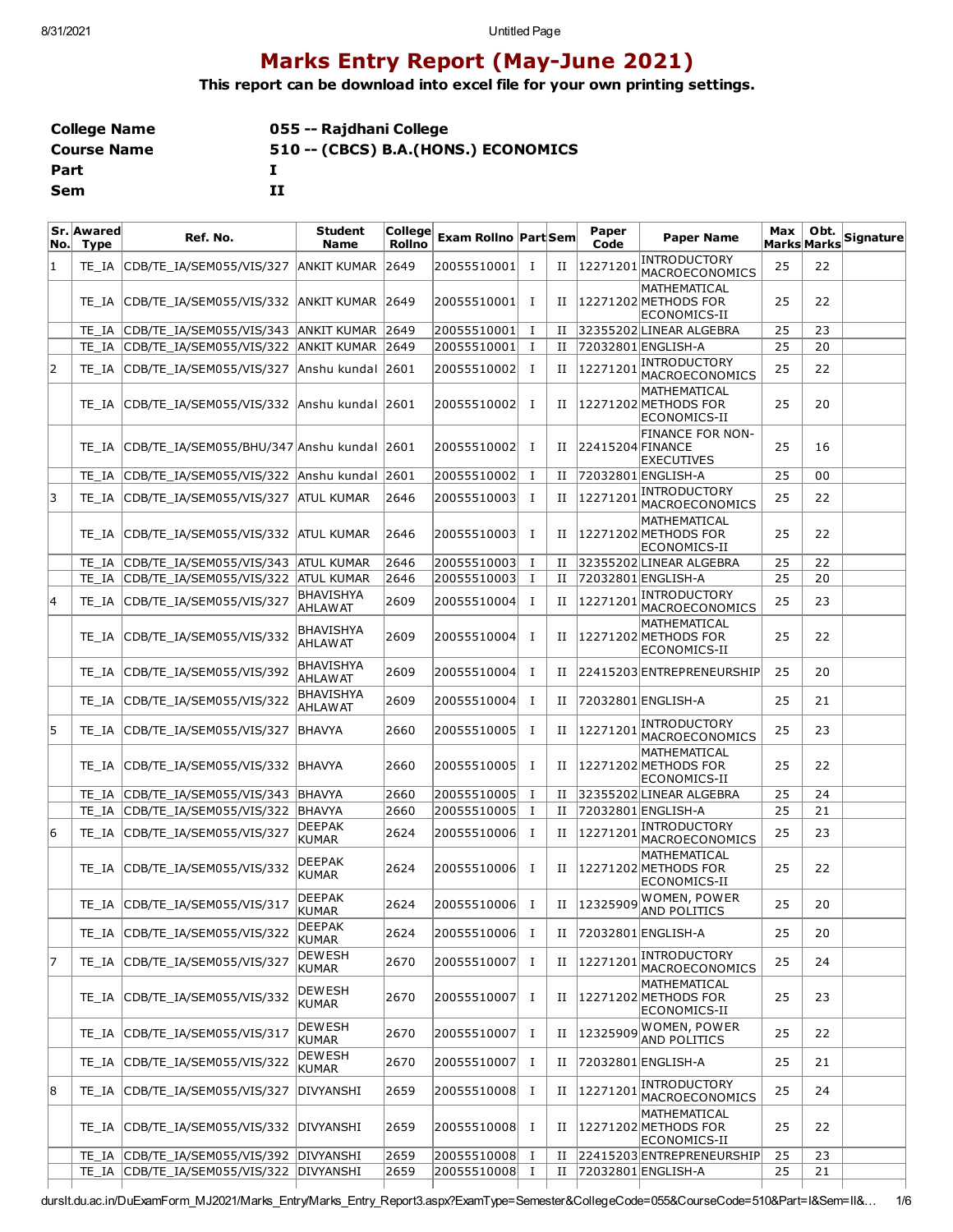# Marks Entry Report (May-June 2021)

**This report can be download into excel file for your own printing settings.**

| | |
|---|---|
| **College Name** | **055 -- Rajdhani College** |
| **Course Name** | **510 -- (CBCS) B.A.(HONS.) ECONOMICS** |
| **Part** | **I** |
| **Sem** | **II** |

| Sr. No. | Awarded Type | Ref. No. | Student Name | College Rollno | Exam Rollno | Part | Sem | Paper Code | Paper Name | Max Marks | Obt. Marks | Signature |
|---|---|---|---|---|---|---|---|---|---|---|---|---|
| 1 | TE_IA | CDB/TE_IA/SEM055/VIS/327 | ANKIT KUMAR | 2649 | 20055510001 | I | II | 12271201 | INTRODUCTORY MACROECONOMICS | 25 | 22 | |
| | TE_IA | CDB/TE_IA/SEM055/VIS/332 | ANKIT KUMAR | 2649 | 20055510001 | I | II | 12271202 | MATHEMATICAL METHODS FOR ECONOMICS-II | 25 | 22 | |
| | TE_IA | CDB/TE_IA/SEM055/VIS/343 | ANKIT KUMAR | 2649 | 20055510001 | I | II | 32355202 | LINEAR ALGEBRA | 25 | 23 | |
| | TE_IA | CDB/TE_IA/SEM055/VIS/322 | ANKIT KUMAR | 2649 | 20055510001 | I | II | 72032801 | ENGLISH-A | 25 | 20 | |
| 2 | TE_IA | CDB/TE_IA/SEM055/VIS/327 | Anshu kundal | 2601 | 20055510002 | I | II | 12271201 | INTRODUCTORY MACROECONOMICS | 25 | 22 | |
| | TE_IA | CDB/TE_IA/SEM055/VIS/332 | Anshu kundal | 2601 | 20055510002 | I | II | 12271202 | MATHEMATICAL METHODS FOR ECONOMICS-II | 25 | 20 | |
| | TE_IA | CDB/TE_IA/SEM055/BHU/347 | Anshu kundal | 2601 | 20055510002 | I | II | 22415204 | FINANCE FOR NON-FINANCE EXECUTIVES | 25 | 16 | |
| | TE_IA | CDB/TE_IA/SEM055/VIS/322 | Anshu kundal | 2601 | 20055510002 | I | II | 72032801 | ENGLISH-A | 25 | 00 | |
| 3 | TE_IA | CDB/TE_IA/SEM055/VIS/327 | ATUL KUMAR | 2646 | 20055510003 | I | II | 12271201 | INTRODUCTORY MACROECONOMICS | 25 | 22 | |
| | TE_IA | CDB/TE_IA/SEM055/VIS/332 | ATUL KUMAR | 2646 | 20055510003 | I | II | 12271202 | MATHEMATICAL METHODS FOR ECONOMICS-II | 25 | 22 | |
| | TE_IA | CDB/TE_IA/SEM055/VIS/343 | ATUL KUMAR | 2646 | 20055510003 | I | II | 32355202 | LINEAR ALGEBRA | 25 | 22 | |
| | TE_IA | CDB/TE_IA/SEM055/VIS/322 | ATUL KUMAR | 2646 | 20055510003 | I | II | 72032801 | ENGLISH-A | 25 | 20 | |
| 4 | TE_IA | CDB/TE_IA/SEM055/VIS/327 | BHAVISHYA AHLAWAT | 2609 | 20055510004 | I | II | 12271201 | INTRODUCTORY MACROECONOMICS | 25 | 23 | |
| | TE_IA | CDB/TE_IA/SEM055/VIS/332 | BHAVISHYA AHLAWAT | 2609 | 20055510004 | I | II | 12271202 | MATHEMATICAL METHODS FOR ECONOMICS-II | 25 | 22 | |
| | TE_IA | CDB/TE_IA/SEM055/VIS/392 | BHAVISHYA AHLAWAT | 2609 | 20055510004 | I | II | 22415203 | ENTREPRENEURSHIP | 25 | 20 | |
| | TE_IA | CDB/TE_IA/SEM055/VIS/322 | BHAVISHYA AHLAWAT | 2609 | 20055510004 | I | II | 72032801 | ENGLISH-A | 25 | 21 | |
| 5 | TE_IA | CDB/TE_IA/SEM055/VIS/327 | BHAVYA | 2660 | 20055510005 | I | II | 12271201 | INTRODUCTORY MACROECONOMICS | 25 | 23 | |
| | TE_IA | CDB/TE_IA/SEM055/VIS/332 | BHAVYA | 2660 | 20055510005 | I | II | 12271202 | MATHEMATICAL METHODS FOR ECONOMICS-II | 25 | 22 | |
| | TE_IA | CDB/TE_IA/SEM055/VIS/343 | BHAVYA | 2660 | 20055510005 | I | II | 32355202 | LINEAR ALGEBRA | 25 | 24 | |
| | TE_IA | CDB/TE_IA/SEM055/VIS/322 | BHAVYA | 2660 | 20055510005 | I | II | 72032801 | ENGLISH-A | 25 | 21 | |
| 6 | TE_IA | CDB/TE_IA/SEM055/VIS/327 | DEEPAK KUMAR | 2624 | 20055510006 | I | II | 12271201 | INTRODUCTORY MACROECONOMICS | 25 | 23 | |
| | TE_IA | CDB/TE_IA/SEM055/VIS/332 | DEEPAK KUMAR | 2624 | 20055510006 | I | II | 12271202 | MATHEMATICAL METHODS FOR ECONOMICS-II | 25 | 22 | |
| | TE_IA | CDB/TE_IA/SEM055/VIS/317 | DEEPAK KUMAR | 2624 | 20055510006 | I | II | 12325909 | WOMEN, POWER AND POLITICS | 25 | 20 | |
| | TE_IA | CDB/TE_IA/SEM055/VIS/322 | DEEPAK KUMAR | 2624 | 20055510006 | I | II | 72032801 | ENGLISH-A | 25 | 20 | |
| 7 | TE_IA | CDB/TE_IA/SEM055/VIS/327 | DEWESH KUMAR | 2670 | 20055510007 | I | II | 12271201 | INTRODUCTORY MACROECONOMICS | 25 | 24 | |
| | TE_IA | CDB/TE_IA/SEM055/VIS/332 | DEWESH KUMAR | 2670 | 20055510007 | I | II | 12271202 | MATHEMATICAL METHODS FOR ECONOMICS-II | 25 | 23 | |
| | TE_IA | CDB/TE_IA/SEM055/VIS/317 | DEWESH KUMAR | 2670 | 20055510007 | I | II | 12325909 | WOMEN, POWER AND POLITICS | 25 | 22 | |
| | TE_IA | CDB/TE_IA/SEM055/VIS/322 | DEWESH KUMAR | 2670 | 20055510007 | I | II | 72032801 | ENGLISH-A | 25 | 21 | |
| 8 | TE_IA | CDB/TE_IA/SEM055/VIS/327 | DIVYANSHI | 2659 | 20055510008 | I | II | 12271201 | INTRODUCTORY MACROECONOMICS | 25 | 24 | |
| | TE_IA | CDB/TE_IA/SEM055/VIS/332 | DIVYANSHI | 2659 | 20055510008 | I | II | 12271202 | MATHEMATICAL METHODS FOR ECONOMICS-II | 25 | 22 | |
| | TE_IA | CDB/TE_IA/SEM055/VIS/392 | DIVYANSHI | 2659 | 20055510008 | I | II | 22415203 | ENTREPRENEURSHIP | 25 | 23 | |
| | TE_IA | CDB/TE_IA/SEM055/VIS/322 | DIVYANSHI | 2659 | 20055510008 | I | II | 72032801 | ENGLISH-A | 25 | 21 | |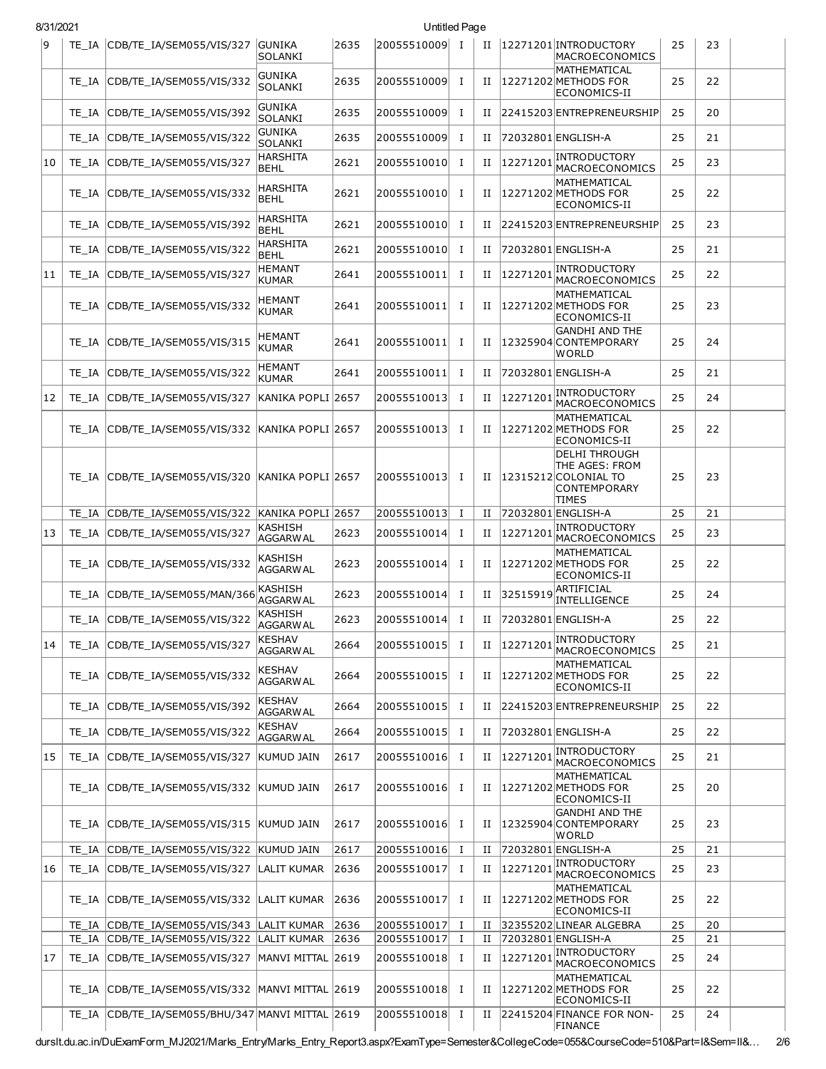| | | | | | | | | | | | | |
|---|---|---|---|---|---|---|---|---|---|---|---|---|
| 9 | TE_IA | CDB/TE_IA/SEM055/VIS/327 | GUNIKA SOLANKI | 2635 | 20055510009 | I | II | 12271201 | INTRODUCTORY MACROECONOMICS | 25 | 23 | |
| | TE_IA | CDB/TE_IA/SEM055/VIS/332 | GUNIKA SOLANKI | 2635 | 20055510009 | I | II | 12271202 | MATHEMATICAL METHODS FOR ECONOMICS-II | 25 | 22 | |
| | TE_IA | CDB/TE_IA/SEM055/VIS/392 | GUNIKA SOLANKI | 2635 | 20055510009 | I | II | 22415203 | ENTREPRENEURSHIP | 25 | 20 | |
| | TE_IA | CDB/TE_IA/SEM055/VIS/322 | GUNIKA SOLANKI | 2635 | 20055510009 | I | II | 72032801 | ENGLISH-A | 25 | 21 | |
| 10 | TE_IA | CDB/TE_IA/SEM055/VIS/327 | HARSHITA BEHL | 2621 | 20055510010 | I | II | 12271201 | INTRODUCTORY MACROECONOMICS | 25 | 23 | |
| | TE_IA | CDB/TE_IA/SEM055/VIS/332 | HARSHITA BEHL | 2621 | 20055510010 | I | II | 12271202 | MATHEMATICAL METHODS FOR ECONOMICS-II | 25 | 22 | |
| | TE_IA | CDB/TE_IA/SEM055/VIS/392 | HARSHITA BEHL | 2621 | 20055510010 | I | II | 22415203 | ENTREPRENEURSHIP | 25 | 23 | |
| | TE_IA | CDB/TE_IA/SEM055/VIS/322 | HARSHITA BEHL | 2621 | 20055510010 | I | II | 72032801 | ENGLISH-A | 25 | 21 | |
| 11 | TE_IA | CDB/TE_IA/SEM055/VIS/327 | HEMANT KUMAR | 2641 | 20055510011 | I | II | 12271201 | INTRODUCTORY MACROECONOMICS | 25 | 22 | |
| | TE_IA | CDB/TE_IA/SEM055/VIS/332 | HEMANT KUMAR | 2641 | 20055510011 | I | II | 12271202 | MATHEMATICAL METHODS FOR ECONOMICS-II | 25 | 23 | |
| | TE_IA | CDB/TE_IA/SEM055/VIS/315 | HEMANT KUMAR | 2641 | 20055510011 | I | II | 12325904 | GANDHI AND THE CONTEMPORARY WORLD | 25 | 24 | |
| | TE_IA | CDB/TE_IA/SEM055/VIS/322 | HEMANT KUMAR | 2641 | 20055510011 | I | II | 72032801 | ENGLISH-A | 25 | 21 | |
| 12 | TE_IA | CDB/TE_IA/SEM055/VIS/327 | KANIKA POPLI | 2657 | 20055510013 | I | II | 12271201 | INTRODUCTORY MACROECONOMICS | 25 | 24 | |
| | TE_IA | CDB/TE_IA/SEM055/VIS/332 | KANIKA POPLI | 2657 | 20055510013 | I | II | 12271202 | MATHEMATICAL METHODS FOR ECONOMICS-II | 25 | 22 | |
| | TE_IA | CDB/TE_IA/SEM055/VIS/320 | KANIKA POPLI | 2657 | 20055510013 | I | II | 12315212 | DELHI THROUGH THE AGES: FROM COLONIAL TO CONTEMPORARY TIMES | 25 | 23 | |
| | TE_IA | CDB/TE_IA/SEM055/VIS/322 | KANIKA POPLI | 2657 | 20055510013 | I | II | 72032801 | ENGLISH-A | 25 | 21 | |
| 13 | TE_IA | CDB/TE_IA/SEM055/VIS/327 | KASHISH AGGARWAL | 2623 | 20055510014 | I | II | 12271201 | INTRODUCTORY MACROECONOMICS | 25 | 23 | |
| | TE_IA | CDB/TE_IA/SEM055/VIS/332 | KASHISH AGGARWAL | 2623 | 20055510014 | I | II | 12271202 | MATHEMATICAL METHODS FOR ECONOMICS-II | 25 | 22 | |
| | TE_IA | CDB/TE_IA/SEM055/MAN/366 | KASHISH AGGARWAL | 2623 | 20055510014 | I | II | 32515919 | ARTIFICIAL INTELLIGENCE | 25 | 24 | |
| | TE_IA | CDB/TE_IA/SEM055/VIS/322 | KASHISH AGGARWAL | 2623 | 20055510014 | I | II | 72032801 | ENGLISH-A | 25 | 22 | |
| 14 | TE_IA | CDB/TE_IA/SEM055/VIS/327 | KESHAV AGGARWAL | 2664 | 20055510015 | I | II | 12271201 | INTRODUCTORY MACROECONOMICS | 25 | 21 | |
| | TE_IA | CDB/TE_IA/SEM055/VIS/332 | KESHAV AGGARWAL | 2664 | 20055510015 | I | II | 12271202 | MATHEMATICAL METHODS FOR ECONOMICS-II | 25 | 22 | |
| | TE_IA | CDB/TE_IA/SEM055/VIS/392 | KESHAV AGGARWAL | 2664 | 20055510015 | I | II | 22415203 | ENTREPRENEURSHIP | 25 | 22 | |
| | TE_IA | CDB/TE_IA/SEM055/VIS/322 | KESHAV AGGARWAL | 2664 | 20055510015 | I | II | 72032801 | ENGLISH-A | 25 | 22 | |
| 15 | TE_IA | CDB/TE_IA/SEM055/VIS/327 | KUMUD JAIN | 2617 | 20055510016 | I | II | 12271201 | INTRODUCTORY MACROECONOMICS | 25 | 21 | |
| | TE_IA | CDB/TE_IA/SEM055/VIS/332 | KUMUD JAIN | 2617 | 20055510016 | I | II | 12271202 | MATHEMATICAL METHODS FOR ECONOMICS-II | 25 | 20 | |
| | TE_IA | CDB/TE_IA/SEM055/VIS/315 | KUMUD JAIN | 2617 | 20055510016 | I | II | 12325904 | GANDHI AND THE CONTEMPORARY WORLD | 25 | 23 | |
| | TE_IA | CDB/TE_IA/SEM055/VIS/322 | KUMUD JAIN | 2617 | 20055510016 | I | II | 72032801 | ENGLISH-A | 25 | 21 | |
| 16 | TE_IA | CDB/TE_IA/SEM055/VIS/327 | LALIT KUMAR | 2636 | 20055510017 | I | II | 12271201 | INTRODUCTORY MACROECONOMICS | 25 | 23 | |
| | TE_IA | CDB/TE_IA/SEM055/VIS/332 | LALIT KUMAR | 2636 | 20055510017 | I | II | 12271202 | MATHEMATICAL METHODS FOR ECONOMICS-II | 25 | 22 | |
| | TE_IA | CDB/TE_IA/SEM055/VIS/343 | LALIT KUMAR | 2636 | 20055510017 | I | II | 32355202 | LINEAR ALGEBRA | 25 | 20 | |
| | TE_IA | CDB/TE_IA/SEM055/VIS/322 | LALIT KUMAR | 2636 | 20055510017 | I | II | 72032801 | ENGLISH-A | 25 | 21 | |
| 17 | TE_IA | CDB/TE_IA/SEM055/VIS/327 | MANVI MITTAL | 2619 | 20055510018 | I | II | 12271201 | INTRODUCTORY MACROECONOMICS | 25 | 24 | |
| | TE_IA | CDB/TE_IA/SEM055/VIS/332 | MANVI MITTAL | 2619 | 20055510018 | I | II | 12271202 | MATHEMATICAL METHODS FOR ECONOMICS-II | 25 | 22 | |
| | TE_IA | CDB/TE_IA/SEM055/BHU/347 | MANVI MITTAL | 2619 | 20055510018 | I | II | 22415204 | FINANCE FOR NON-FINANCE | 25 | 24 | |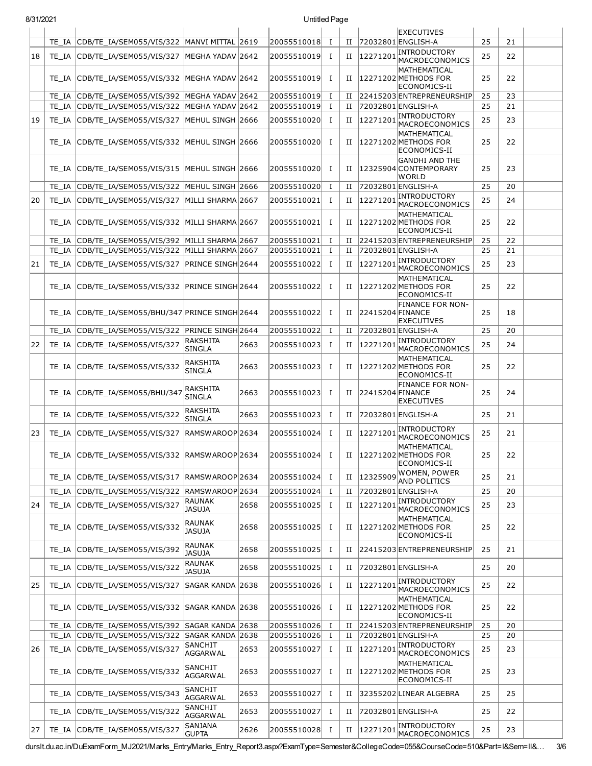| | | | | | | | | | | | | |
|---|---|---|---|---|---|---|---|---|---|---|---|---|
| | | | | | | | | | EXECUTIVES | | | |
| | TE_IA | CDB/TE_IA/SEM055/VIS/322 | MANVI MITTAL | 2619 | 20055510018 | I | II | 72032801 | ENGLISH-A | 25 | 21 | |
| 18 | TE_IA | CDB/TE_IA/SEM055/VIS/327 | MEGHA YADAV | 2642 | 20055510019 | I | II | 12271201 | INTRODUCTORY MACROECONOMICS | 25 | 22 | |
| | TE_IA | CDB/TE_IA/SEM055/VIS/332 | MEGHA YADAV | 2642 | 20055510019 | I | II | 12271202 | MATHEMATICAL METHODS FOR ECONOMICS-II | 25 | 22 | |
| | TE_IA | CDB/TE_IA/SEM055/VIS/392 | MEGHA YADAV | 2642 | 20055510019 | I | II | 22415203 | ENTREPRENEURSHIP | 25 | 23 | |
| | TE_IA | CDB/TE_IA/SEM055/VIS/322 | MEGHA YADAV | 2642 | 20055510019 | I | II | 72032801 | ENGLISH-A | 25 | 21 | |
| 19 | TE_IA | CDB/TE_IA/SEM055/VIS/327 | MEHUL SINGH | 2666 | 20055510020 | I | II | 12271201 | INTRODUCTORY MACROECONOMICS | 25 | 23 | |
| | TE_IA | CDB/TE_IA/SEM055/VIS/332 | MEHUL SINGH | 2666 | 20055510020 | I | II | 12271202 | MATHEMATICAL METHODS FOR ECONOMICS-II | 25 | 22 | |
| | TE_IA | CDB/TE_IA/SEM055/VIS/315 | MEHUL SINGH | 2666 | 20055510020 | I | II | 12325904 | GANDHI AND THE CONTEMPORARY WORLD | 25 | 23 | |
| | TE_IA | CDB/TE_IA/SEM055/VIS/322 | MEHUL SINGH | 2666 | 20055510020 | I | II | 72032801 | ENGLISH-A | 25 | 20 | |
| 20 | TE_IA | CDB/TE_IA/SEM055/VIS/327 | MILLI SHARMA | 2667 | 20055510021 | I | II | 12271201 | INTRODUCTORY MACROECONOMICS | 25 | 24 | |
| | TE_IA | CDB/TE_IA/SEM055/VIS/332 | MILLI SHARMA | 2667 | 20055510021 | I | II | 12271202 | MATHEMATICAL METHODS FOR ECONOMICS-II | 25 | 22 | |
| | TE_IA | CDB/TE_IA/SEM055/VIS/392 | MILLI SHARMA | 2667 | 20055510021 | I | II | 22415203 | ENTREPRENEURSHIP | 25 | 22 | |
| | TE_IA | CDB/TE_IA/SEM055/VIS/322 | MILLI SHARMA | 2667 | 20055510021 | I | II | 72032801 | ENGLISH-A | 25 | 21 | |
| 21 | TE_IA | CDB/TE_IA/SEM055/VIS/327 | PRINCE SINGH | 2644 | 20055510022 | I | II | 12271201 | INTRODUCTORY MACROECONOMICS | 25 | 23 | |
| | TE_IA | CDB/TE_IA/SEM055/VIS/332 | PRINCE SINGH | 2644 | 20055510022 | I | II | 12271202 | MATHEMATICAL METHODS FOR ECONOMICS-II | 25 | 22 | |
| | TE_IA | CDB/TE_IA/SEM055/BHU/347 | PRINCE SINGH | 2644 | 20055510022 | I | II | 22415204 | FINANCE FOR NON-FINANCE EXECUTIVES | 25 | 18 | |
| | TE_IA | CDB/TE_IA/SEM055/VIS/322 | PRINCE SINGH | 2644 | 20055510022 | I | II | 72032801 | ENGLISH-A | 25 | 20 | |
| 22 | TE_IA | CDB/TE_IA/SEM055/VIS/327 | RAKSHITA SINGLA | 2663 | 20055510023 | I | II | 12271201 | INTRODUCTORY MACROECONOMICS | 25 | 24 | |
| | TE_IA | CDB/TE_IA/SEM055/VIS/332 | RAKSHITA SINGLA | 2663 | 20055510023 | I | II | 12271202 | MATHEMATICAL METHODS FOR ECONOMICS-II | 25 | 22 | |
| | TE_IA | CDB/TE_IA/SEM055/BHU/347 | RAKSHITA SINGLA | 2663 | 20055510023 | I | II | 22415204 | FINANCE FOR NON-FINANCE EXECUTIVES | 25 | 24 | |
| | TE_IA | CDB/TE_IA/SEM055/VIS/322 | RAKSHITA SINGLA | 2663 | 20055510023 | I | II | 72032801 | ENGLISH-A | 25 | 21 | |
| 23 | TE_IA | CDB/TE_IA/SEM055/VIS/327 | RAMSWAROOP | 2634 | 20055510024 | I | II | 12271201 | INTRODUCTORY MACROECONOMICS | 25 | 21 | |
| | TE_IA | CDB/TE_IA/SEM055/VIS/332 | RAMSWAROOP | 2634 | 20055510024 | I | II | 12271202 | MATHEMATICAL METHODS FOR ECONOMICS-II | 25 | 22 | |
| | TE_IA | CDB/TE_IA/SEM055/VIS/317 | RAMSWAROOP | 2634 | 20055510024 | I | II | 12325909 | WOMEN, POWER AND POLITICS | 25 | 21 | |
| | TE_IA | CDB/TE_IA/SEM055/VIS/322 | RAMSWAROOP | 2634 | 20055510024 | I | II | 72032801 | ENGLISH-A | 25 | 20 | |
| 24 | TE_IA | CDB/TE_IA/SEM055/VIS/327 | RAUNAK JASUJA | 2658 | 20055510025 | I | II | 12271201 | INTRODUCTORY MACROECONOMICS | 25 | 23 | |
| | TE_IA | CDB/TE_IA/SEM055/VIS/332 | RAUNAK JASUJA | 2658 | 20055510025 | I | II | 12271202 | MATHEMATICAL METHODS FOR ECONOMICS-II | 25 | 22 | |
| | TE_IA | CDB/TE_IA/SEM055/VIS/392 | RAUNAK JASUJA | 2658 | 20055510025 | I | II | 22415203 | ENTREPRENEURSHIP | 25 | 21 | |
| | TE_IA | CDB/TE_IA/SEM055/VIS/322 | RAUNAK JASUJA | 2658 | 20055510025 | I | II | 72032801 | ENGLISH-A | 25 | 20 | |
| 25 | TE_IA | CDB/TE_IA/SEM055/VIS/327 | SAGAR KANDA | 2638 | 20055510026 | I | II | 12271201 | INTRODUCTORY MACROECONOMICS | 25 | 22 | |
| | TE_IA | CDB/TE_IA/SEM055/VIS/332 | SAGAR KANDA | 2638 | 20055510026 | I | II | 12271202 | MATHEMATICAL METHODS FOR ECONOMICS-II | 25 | 22 | |
| | TE_IA | CDB/TE_IA/SEM055/VIS/392 | SAGAR KANDA | 2638 | 20055510026 | I | II | 22415203 | ENTREPRENEURSHIP | 25 | 20 | |
| | TE_IA | CDB/TE_IA/SEM055/VIS/322 | SAGAR KANDA | 2638 | 20055510026 | I | II | 72032801 | ENGLISH-A | 25 | 20 | |
| 26 | TE_IA | CDB/TE_IA/SEM055/VIS/327 | SANCHIT AGGARWAL | 2653 | 20055510027 | I | II | 12271201 | INTRODUCTORY MACROECONOMICS | 25 | 23 | |
| | TE_IA | CDB/TE_IA/SEM055/VIS/332 | SANCHIT AGGARWAL | 2653 | 20055510027 | I | II | 12271202 | MATHEMATICAL METHODS FOR ECONOMICS-II | 25 | 23 | |
| | TE_IA | CDB/TE_IA/SEM055/VIS/343 | SANCHIT AGGARWAL | 2653 | 20055510027 | I | II | 32355202 | LINEAR ALGEBRA | 25 | 25 | |
| | TE_IA | CDB/TE_IA/SEM055/VIS/322 | SANCHIT AGGARWAL | 2653 | 20055510027 | I | II | 72032801 | ENGLISH-A | 25 | 22 | |
| 27 | TE_IA | CDB/TE_IA/SEM055/VIS/327 | SANJANA GUPTA | 2626 | 20055510028 | I | II | 12271201 | INTRODUCTORY MACROECONOMICS | 25 | 23 | |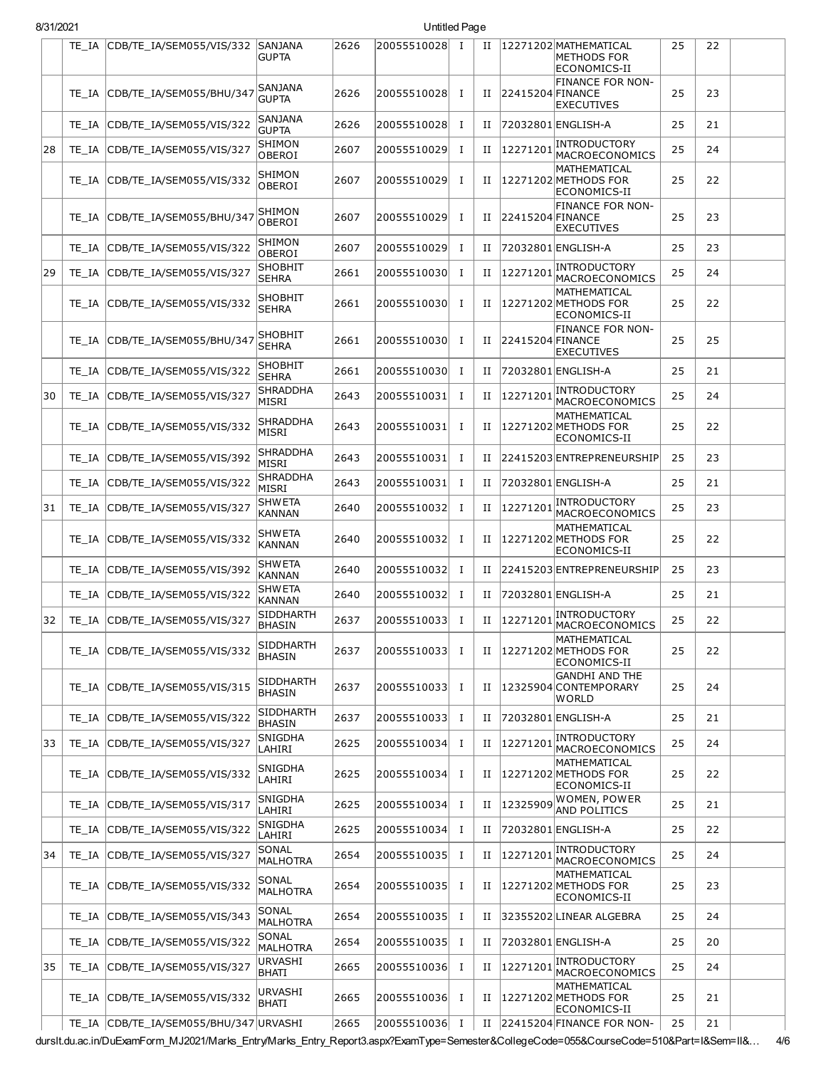|  |  |  |  |  |  |  |  |  |  |  |  |  |
|---|---|---|---|---|---|---|---|---|---|---|---|---|
|  | TE_IA | CDB/TE_IA/SEM055/VIS/332 | SANJANA GUPTA | 2626 | 20055510028 | I | II | 12271202 | MATHEMATICAL METHODS FOR ECONOMICS-II | 25 | 22 |  |
|  | TE_IA | CDB/TE_IA/SEM055/BHU/347 | SANJANA GUPTA | 2626 | 20055510028 | I | II | 22415204 | FINANCE FOR NON-FINANCE EXECUTIVES | 25 | 23 |  |
|  | TE_IA | CDB/TE_IA/SEM055/VIS/322 | SANJANA GUPTA | 2626 | 20055510028 | I | II | 72032801 | ENGLISH-A | 25 | 21 |  |
| 28 | TE_IA | CDB/TE_IA/SEM055/VIS/327 | SHIMON OBEROI | 2607 | 20055510029 | I | II | 12271201 | INTRODUCTORY MACROECONOMICS | 25 | 24 |  |
|  | TE_IA | CDB/TE_IA/SEM055/VIS/332 | SHIMON OBEROI | 2607 | 20055510029 | I | II | 12271202 | MATHEMATICAL METHODS FOR ECONOMICS-II | 25 | 22 |  |
|  | TE_IA | CDB/TE_IA/SEM055/BHU/347 | SHIMON OBEROI | 2607 | 20055510029 | I | II | 22415204 | FINANCE FOR NON-FINANCE EXECUTIVES | 25 | 23 |  |
|  | TE_IA | CDB/TE_IA/SEM055/VIS/322 | SHIMON OBEROI | 2607 | 20055510029 | I | II | 72032801 | ENGLISH-A | 25 | 23 |  |
| 29 | TE_IA | CDB/TE_IA/SEM055/VIS/327 | SHOBHIT SEHRA | 2661 | 20055510030 | I | II | 12271201 | INTRODUCTORY MACROECONOMICS | 25 | 24 |  |
|  | TE_IA | CDB/TE_IA/SEM055/VIS/332 | SHOBHIT SEHRA | 2661 | 20055510030 | I | II | 12271202 | MATHEMATICAL METHODS FOR ECONOMICS-II | 25 | 22 |  |
|  | TE_IA | CDB/TE_IA/SEM055/BHU/347 | SHOBHIT SEHRA | 2661 | 20055510030 | I | II | 22415204 | FINANCE FOR NON-FINANCE EXECUTIVES | 25 | 25 |  |
|  | TE_IA | CDB/TE_IA/SEM055/VIS/322 | SHOBHIT SEHRA | 2661 | 20055510030 | I | II | 72032801 | ENGLISH-A | 25 | 21 |  |
| 30 | TE_IA | CDB/TE_IA/SEM055/VIS/327 | SHRADDHA MISRI | 2643 | 20055510031 | I | II | 12271201 | INTRODUCTORY MACROECONOMICS | 25 | 24 |  |
|  | TE_IA | CDB/TE_IA/SEM055/VIS/332 | SHRADDHA MISRI | 2643 | 20055510031 | I | II | 12271202 | MATHEMATICAL METHODS FOR ECONOMICS-II | 25 | 22 |  |
|  | TE_IA | CDB/TE_IA/SEM055/VIS/392 | SHRADDHA MISRI | 2643 | 20055510031 | I | II | 22415203 | ENTREPRENEURSHIP | 25 | 23 |  |
|  | TE_IA | CDB/TE_IA/SEM055/VIS/322 | SHRADDHA MISRI | 2643 | 20055510031 | I | II | 72032801 | ENGLISH-A | 25 | 21 |  |
| 31 | TE_IA | CDB/TE_IA/SEM055/VIS/327 | SHWETA KANNAN | 2640 | 20055510032 | I | II | 12271201 | INTRODUCTORY MACROECONOMICS | 25 | 23 |  |
|  | TE_IA | CDB/TE_IA/SEM055/VIS/332 | SHWETA KANNAN | 2640 | 20055510032 | I | II | 12271202 | MATHEMATICAL METHODS FOR ECONOMICS-II | 25 | 22 |  |
|  | TE_IA | CDB/TE_IA/SEM055/VIS/392 | SHWETA KANNAN | 2640 | 20055510032 | I | II | 22415203 | ENTREPRENEURSHIP | 25 | 23 |  |
|  | TE_IA | CDB/TE_IA/SEM055/VIS/322 | SHWETA KANNAN | 2640 | 20055510032 | I | II | 72032801 | ENGLISH-A | 25 | 21 |  |
| 32 | TE_IA | CDB/TE_IA/SEM055/VIS/327 | SIDDHARTH BHASIN | 2637 | 20055510033 | I | II | 12271201 | INTRODUCTORY MACROECONOMICS | 25 | 22 |  |
|  | TE_IA | CDB/TE_IA/SEM055/VIS/332 | SIDDHARTH BHASIN | 2637 | 20055510033 | I | II | 12271202 | MATHEMATICAL METHODS FOR ECONOMICS-II | 25 | 22 |  |
|  | TE_IA | CDB/TE_IA/SEM055/VIS/315 | SIDDHARTH BHASIN | 2637 | 20055510033 | I | II | 12325904 | GANDHI AND THE CONTEMPORARY WORLD | 25 | 24 |  |
|  | TE_IA | CDB/TE_IA/SEM055/VIS/322 | SIDDHARTH BHASIN | 2637 | 20055510033 | I | II | 72032801 | ENGLISH-A | 25 | 21 |  |
| 33 | TE_IA | CDB/TE_IA/SEM055/VIS/327 | SNIGDHA LAHIRI | 2625 | 20055510034 | I | II | 12271201 | INTRODUCTORY MACROECONOMICS | 25 | 24 |  |
|  | TE_IA | CDB/TE_IA/SEM055/VIS/332 | SNIGDHA LAHIRI | 2625 | 20055510034 | I | II | 12271202 | MATHEMATICAL METHODS FOR ECONOMICS-II | 25 | 22 |  |
|  | TE_IA | CDB/TE_IA/SEM055/VIS/317 | SNIGDHA LAHIRI | 2625 | 20055510034 | I | II | 12325909 | WOMEN, POWER AND POLITICS | 25 | 21 |  |
|  | TE_IA | CDB/TE_IA/SEM055/VIS/322 | SNIGDHA LAHIRI | 2625 | 20055510034 | I | II | 72032801 | ENGLISH-A | 25 | 22 |  |
| 34 | TE_IA | CDB/TE_IA/SEM055/VIS/327 | SONAL MALHOTRA | 2654 | 20055510035 | I | II | 12271201 | INTRODUCTORY MACROECONOMICS | 25 | 24 |  |
|  | TE_IA | CDB/TE_IA/SEM055/VIS/332 | SONAL MALHOTRA | 2654 | 20055510035 | I | II | 12271202 | MATHEMATICAL METHODS FOR ECONOMICS-II | 25 | 23 |  |
|  | TE_IA | CDB/TE_IA/SEM055/VIS/343 | SONAL MALHOTRA | 2654 | 20055510035 | I | II | 32355202 | LINEAR ALGEBRA | 25 | 24 |  |
|  | TE_IA | CDB/TE_IA/SEM055/VIS/322 | SONAL MALHOTRA | 2654 | 20055510035 | I | II | 72032801 | ENGLISH-A | 25 | 20 |  |
| 35 | TE_IA | CDB/TE_IA/SEM055/VIS/327 | URVASHI BHATI | 2665 | 20055510036 | I | II | 12271201 | INTRODUCTORY MACROECONOMICS | 25 | 24 |  |
|  | TE_IA | CDB/TE_IA/SEM055/VIS/332 | URVASHI BHATI | 2665 | 20055510036 | I | II | 12271202 | MATHEMATICAL METHODS FOR ECONOMICS-II | 25 | 21 |  |
|  | TE_IA | CDB/TE_IA/SEM055/BHU/347 | URVASHI | 2665 | 20055510036 | I | II | 22415204 | FINANCE FOR NON- | 25 | 21 |  |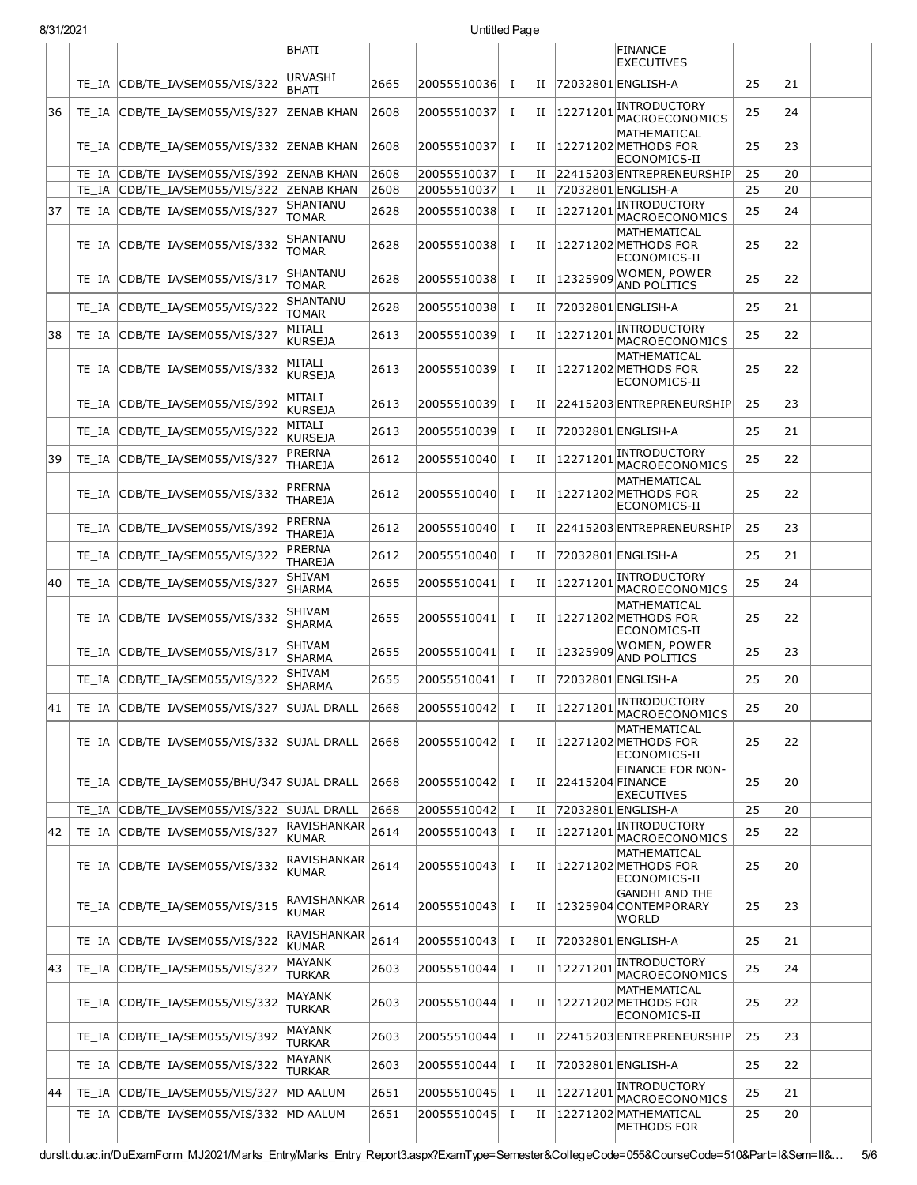| | | | BHATI | | | | | | FINANCE EXECUTIVES | | | |
|---|---|---|---|---|---|---|---|---|---|---|---|---|
| | TE_IA | CDB/TE_IA/SEM055/VIS/322 | URVASHI BHATI | 2665 | 20055510036 | I | II | 72032801 | ENGLISH-A | 25 | 21 | |
| 36 | TE_IA | CDB/TE_IA/SEM055/VIS/327 | ZENAB KHAN | 2608 | 20055510037 | I | II | 12271201 | INTRODUCTORY MACROECONOMICS | 25 | 24 | |
| | TE_IA | CDB/TE_IA/SEM055/VIS/332 | ZENAB KHAN | 2608 | 20055510037 | I | II | 12271202 | MATHEMATICAL METHODS FOR ECONOMICS-II | 25 | 23 | |
| | TE_IA | CDB/TE_IA/SEM055/VIS/392 | ZENAB KHAN | 2608 | 20055510037 | I | II | 22415203 | ENTREPRENEURSHIP | 25 | 20 | |
| | TE_IA | CDB/TE_IA/SEM055/VIS/322 | ZENAB KHAN | 2608 | 20055510037 | I | II | 72032801 | ENGLISH-A | 25 | 20 | |
| 37 | TE_IA | CDB/TE_IA/SEM055/VIS/327 | SHANTANU TOMAR | 2628 | 20055510038 | I | II | 12271201 | INTRODUCTORY MACROECONOMICS | 25 | 24 | |
| | TE_IA | CDB/TE_IA/SEM055/VIS/332 | SHANTANU TOMAR | 2628 | 20055510038 | I | II | 12271202 | MATHEMATICAL METHODS FOR ECONOMICS-II | 25 | 22 | |
| | TE_IA | CDB/TE_IA/SEM055/VIS/317 | SHANTANU TOMAR | 2628 | 20055510038 | I | II | 12325909 | WOMEN, POWER AND POLITICS | 25 | 22 | |
| | TE_IA | CDB/TE_IA/SEM055/VIS/322 | SHANTANU TOMAR | 2628 | 20055510038 | I | II | 72032801 | ENGLISH-A | 25 | 21 | |
| 38 | TE_IA | CDB/TE_IA/SEM055/VIS/327 | MITALI KURSEJA | 2613 | 20055510039 | I | II | 12271201 | INTRODUCTORY MACROECONOMICS | 25 | 22 | |
| | TE_IA | CDB/TE_IA/SEM055/VIS/332 | MITALI KURSEJA | 2613 | 20055510039 | I | II | 12271202 | MATHEMATICAL METHODS FOR ECONOMICS-II | 25 | 22 | |
| | TE_IA | CDB/TE_IA/SEM055/VIS/392 | MITALI KURSEJA | 2613 | 20055510039 | I | II | 22415203 | ENTREPRENEURSHIP | 25 | 23 | |
| | TE_IA | CDB/TE_IA/SEM055/VIS/322 | MITALI KURSEJA | 2613 | 20055510039 | I | II | 72032801 | ENGLISH-A | 25 | 21 | |
| 39 | TE_IA | CDB/TE_IA/SEM055/VIS/327 | PRERNA THAREJA | 2612 | 20055510040 | I | II | 12271201 | INTRODUCTORY MACROECONOMICS | 25 | 22 | |
| | TE_IA | CDB/TE_IA/SEM055/VIS/332 | PRERNA THAREJA | 2612 | 20055510040 | I | II | 12271202 | MATHEMATICAL METHODS FOR ECONOMICS-II | 25 | 22 | |
| | TE_IA | CDB/TE_IA/SEM055/VIS/392 | PRERNA THAREJA | 2612 | 20055510040 | I | II | 22415203 | ENTREPRENEURSHIP | 25 | 23 | |
| | TE_IA | CDB/TE_IA/SEM055/VIS/322 | PRERNA THAREJA | 2612 | 20055510040 | I | II | 72032801 | ENGLISH-A | 25 | 21 | |
| 40 | TE_IA | CDB/TE_IA/SEM055/VIS/327 | SHIVAM SHARMA | 2655 | 20055510041 | I | II | 12271201 | INTRODUCTORY MACROECONOMICS | 25 | 24 | |
| | TE_IA | CDB/TE_IA/SEM055/VIS/332 | SHIVAM SHARMA | 2655 | 20055510041 | I | II | 12271202 | MATHEMATICAL METHODS FOR ECONOMICS-II | 25 | 22 | |
| | TE_IA | CDB/TE_IA/SEM055/VIS/317 | SHIVAM SHARMA | 2655 | 20055510041 | I | II | 12325909 | WOMEN, POWER AND POLITICS | 25 | 23 | |
| | TE_IA | CDB/TE_IA/SEM055/VIS/322 | SHIVAM SHARMA | 2655 | 20055510041 | I | II | 72032801 | ENGLISH-A | 25 | 20 | |
| 41 | TE_IA | CDB/TE_IA/SEM055/VIS/327 | SUJAL DRALL | 2668 | 20055510042 | I | II | 12271201 | INTRODUCTORY MACROECONOMICS | 25 | 20 | |
| | TE_IA | CDB/TE_IA/SEM055/VIS/332 | SUJAL DRALL | 2668 | 20055510042 | I | II | 12271202 | MATHEMATICAL METHODS FOR ECONOMICS-II | 25 | 22 | |
| | TE_IA | CDB/TE_IA/SEM055/BHU/347 | SUJAL DRALL | 2668 | 20055510042 | I | II | 22415204 | FINANCE FOR NON-FINANCE EXECUTIVES | 25 | 20 | |
| | TE_IA | CDB/TE_IA/SEM055/VIS/322 | SUJAL DRALL | 2668 | 20055510042 | I | II | 72032801 | ENGLISH-A | 25 | 20 | |
| 42 | TE_IA | CDB/TE_IA/SEM055/VIS/327 | RAVISHANKAR KUMAR | 2614 | 20055510043 | I | II | 12271201 | INTRODUCTORY MACROECONOMICS | 25 | 22 | |
| | TE_IA | CDB/TE_IA/SEM055/VIS/332 | RAVISHANKAR KUMAR | 2614 | 20055510043 | I | II | 12271202 | MATHEMATICAL METHODS FOR ECONOMICS-II | 25 | 20 | |
| | TE_IA | CDB/TE_IA/SEM055/VIS/315 | RAVISHANKAR KUMAR | 2614 | 20055510043 | I | II | 12325904 | GANDHI AND THE CONTEMPORARY WORLD | 25 | 23 | |
| | TE_IA | CDB/TE_IA/SEM055/VIS/322 | RAVISHANKAR KUMAR | 2614 | 20055510043 | I | II | 72032801 | ENGLISH-A | 25 | 21 | |
| 43 | TE_IA | CDB/TE_IA/SEM055/VIS/327 | MAYANK TURKAR | 2603 | 20055510044 | I | II | 12271201 | INTRODUCTORY MACROECONOMICS | 25 | 24 | |
| | TE_IA | CDB/TE_IA/SEM055/VIS/332 | MAYANK TURKAR | 2603 | 20055510044 | I | II | 12271202 | MATHEMATICAL METHODS FOR ECONOMICS-II | 25 | 22 | |
| | TE_IA | CDB/TE_IA/SEM055/VIS/392 | MAYANK TURKAR | 2603 | 20055510044 | I | II | 22415203 | ENTREPRENEURSHIP | 25 | 23 | |
| | TE_IA | CDB/TE_IA/SEM055/VIS/322 | MAYANK TURKAR | 2603 | 20055510044 | I | II | 72032801 | ENGLISH-A | 25 | 22 | |
| 44 | TE_IA | CDB/TE_IA/SEM055/VIS/327 | MD AALUM | 2651 | 20055510045 | I | II | 12271201 | INTRODUCTORY MACROECONOMICS | 25 | 21 | |
| | TE_IA | CDB/TE_IA/SEM055/VIS/332 | MD AALUM | 2651 | 20055510045 | I | II | 12271202 | MATHEMATICAL METHODS FOR | 25 | 20 | |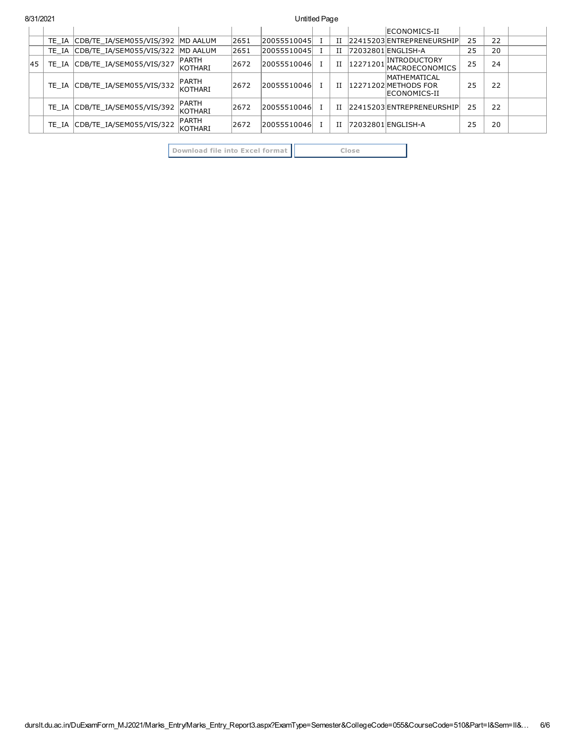| | | | | | | | | | | | | |
|---|---|---|---|---|---|---|---|---|---|---|---|---|
| | | | | | | | | | ECONOMICS-II | | | |
| | TE_IA | CDB/TE_IA/SEM055/VIS/392 | MD AALUM | 2651 | 20055510045 | I | II | 22415203 | ENTREPRENEURSHIP | 25 | 22 | |
| | TE_IA | CDB/TE_IA/SEM055/VIS/322 | MD AALUM | 2651 | 20055510045 | I | II | 72032801 | ENGLISH-A | 25 | 20 | |
| 45 | TE_IA | CDB/TE_IA/SEM055/VIS/327 | PARTH KOTHARI | 2672 | 20055510046 | I | II | 12271201 | INTRODUCTORY MACROECONOMICS | 25 | 24 | |
| | TE_IA | CDB/TE_IA/SEM055/VIS/332 | PARTH KOTHARI | 2672 | 20055510046 | I | II | 12271202 | MATHEMATICAL METHODS FOR ECONOMICS-II | 25 | 22 | |
| | TE_IA | CDB/TE_IA/SEM055/VIS/392 | PARTH KOTHARI | 2672 | 20055510046 | I | II | 22415203 | ENTREPRENEURSHIP | 25 | 22 | |
| | TE_IA | CDB/TE_IA/SEM055/VIS/322 | PARTH KOTHARI | 2672 | 20055510046 | I | II | 72032801 | ENGLISH-A | 25 | 20 | |

Download file into Excel format | Close